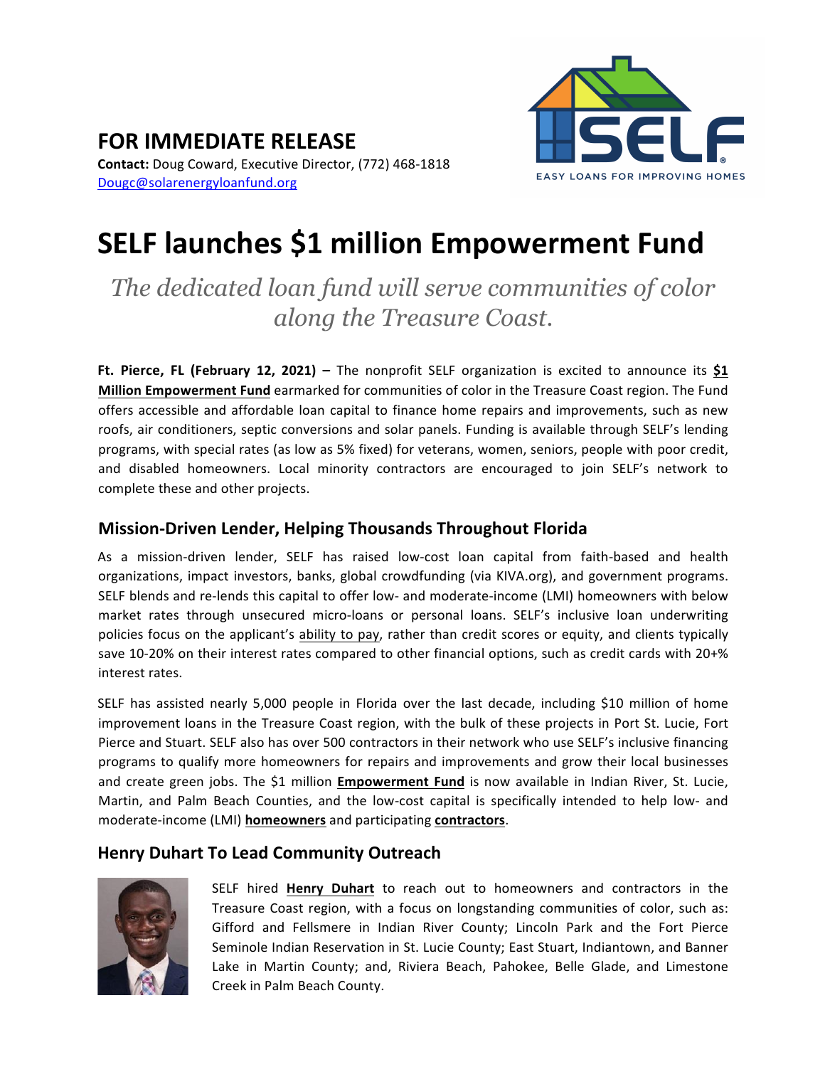## FOR IMMEDIATE RELEASE

**Contact:** Doug Coward, Executive Director, (772) 468-1818
Dougc@solarenergyloanfund.org

SELF
EASY LOANS FOR IMPROVING HOMES

# SELF launches $1 million Empowerment Fund

*The dedicated loan fund will serve communities of color along the Treasure Coast.*

**Ft. Pierce, FL (February 12, 2021) –** The nonprofit SELF organization is excited to announce its **$1 Million Empowerment Fund** earmarked for communities of color in the Treasure Coast region. The Fund offers accessible and affordable loan capital to finance home repairs and improvements, such as new roofs, air conditioners, septic conversions and solar panels. Funding is available through SELF's lending programs, with special rates (as low as 5% fixed) for veterans, women, seniors, people with poor credit, and disabled homeowners. Local minority contractors are encouraged to join SELF's network to complete these and other projects.

## Mission-Driven Lender, Helping Thousands Throughout Florida

As a mission-driven lender, SELF has raised low-cost loan capital from faith-based and health organizations, impact investors, banks, global crowdfunding (via KIVA.org), and government programs. SELF blends and re-lends this capital to offer low- and moderate-income (LMI) homeowners with below market rates through unsecured micro-loans or personal loans. SELF's inclusive loan underwriting policies focus on the applicant's ability to pay, rather than credit scores or equity, and clients typically save 10-20% on their interest rates compared to other financial options, such as credit cards with 20+% interest rates.

SELF has assisted nearly 5,000 people in Florida over the last decade, including $10 million of home improvement loans in the Treasure Coast region, with the bulk of these projects in Port St. Lucie, Fort Pierce and Stuart. SELF also has over 500 contractors in their network who use SELF's inclusive financing programs to qualify more homeowners for repairs and improvements and grow their local businesses and create green jobs. The $1 million **Empowerment Fund** is now available in Indian River, St. Lucie, Martin, and Palm Beach Counties, and the low-cost capital is specifically intended to help low- and moderate-income (LMI) **homeowners** and participating **contractors**.

## Henry Duhart To Lead Community Outreach

SELF hired **Henry Duhart** to reach out to homeowners and contractors in the Treasure Coast region, with a focus on longstanding communities of color, such as: Gifford and Fellsmere in Indian River County; Lincoln Park and the Fort Pierce Seminole Indian Reservation in St. Lucie County; East Stuart, Indiantown, and Banner Lake in Martin County; and, Riviera Beach, Pahokee, Belle Glade, and Limestone Creek in Palm Beach County.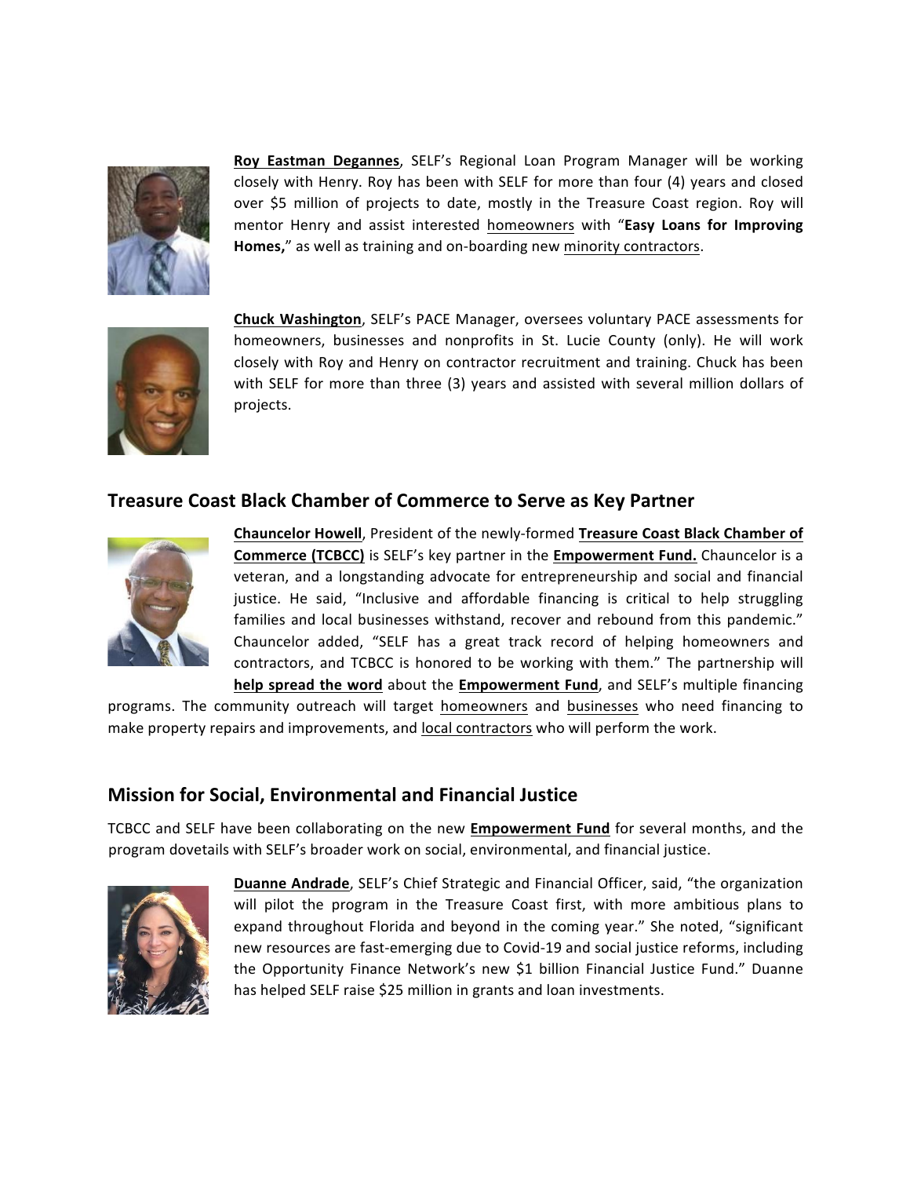**Roy Eastman Degannes**, SELF's Regional Loan Program Manager will be working closely with Henry. Roy has been with SELF for more than four (4) years and closed over $5 million of projects to date, mostly in the Treasure Coast region. Roy will mentor Henry and assist interested homeowners with "**Easy Loans for Improving Homes,**" as well as training and on-boarding new minority contractors.

**Chuck Washington**, SELF's PACE Manager, oversees voluntary PACE assessments for homeowners, businesses and nonprofits in St. Lucie County (only). He will work closely with Roy and Henry on contractor recruitment and training. Chuck has been with SELF for more than three (3) years and assisted with several million dollars of projects.

## Treasure Coast Black Chamber of Commerce to Serve as Key Partner

**Chauncelor Howell**, President of the newly-formed **Treasure Coast Black Chamber of Commerce (TCBCC)** is SELF's key partner in the **Empowerment Fund.** Chauncelor is a veteran, and a longstanding advocate for entrepreneurship and social and financial justice. He said, "Inclusive and affordable financing is critical to help struggling families and local businesses withstand, recover and rebound from this pandemic." Chauncelor added, "SELF has a great track record of helping homeowners and contractors, and TCBCC is honored to be working with them." The partnership will **help spread the word** about the **Empowerment Fund**, and SELF's multiple financing programs. The community outreach will target homeowners and businesses who need financing to make property repairs and improvements, and local contractors who will perform the work.

## Mission for Social, Environmental and Financial Justice

TCBCC and SELF have been collaborating on the new **Empowerment Fund** for several months, and the program dovetails with SELF's broader work on social, environmental, and financial justice.

**Duanne Andrade**, SELF's Chief Strategic and Financial Officer, said, "the organization will pilot the program in the Treasure Coast first, with more ambitious plans to expand throughout Florida and beyond in the coming year." She noted, "significant new resources are fast-emerging due to Covid-19 and social justice reforms, including the Opportunity Finance Network's new $1 billion Financial Justice Fund." Duanne has helped SELF raise $25 million in grants and loan investments.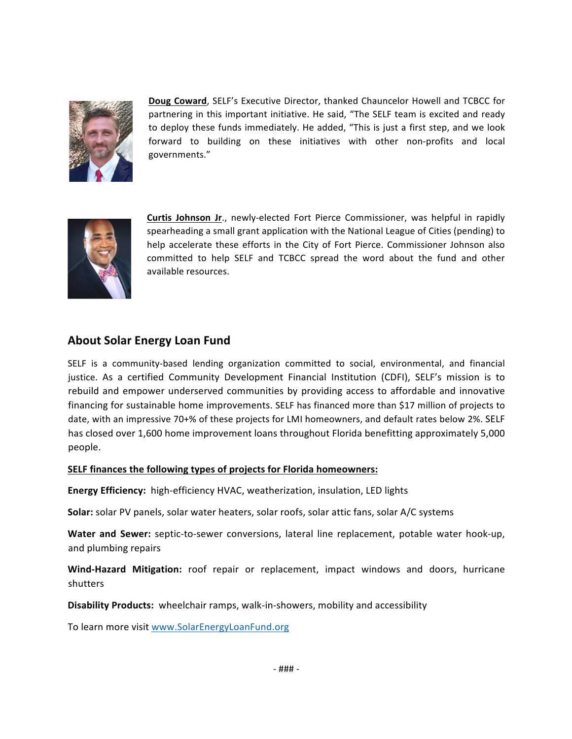**Doug Coward**, SELF's Executive Director, thanked Chauncelor Howell and TCBCC for partnering in this important initiative. He said, "The SELF team is excited and ready to deploy these funds immediately. He added, "This is just a first step, and we look forward to building on these initiatives with other non-profits and local governments."

**Curtis Johnson Jr**., newly-elected Fort Pierce Commissioner, was helpful in rapidly spearheading a small grant application with the National League of Cities (pending) to help accelerate these efforts in the City of Fort Pierce. Commissioner Johnson also committed to help SELF and TCBCC spread the word about the fund and other available resources.

## About Solar Energy Loan Fund

SELF is a community-based lending organization committed to social, environmental, and financial justice. As a certified Community Development Financial Institution (CDFI), SELF's mission is to rebuild and empower underserved communities by providing access to affordable and innovative financing for sustainable home improvements. SELF has financed more than $17 million of projects to date, with an impressive 70+% of these projects for LMI homeowners, and default rates below 2%. SELF has closed over 1,600 home improvement loans throughout Florida benefitting approximately 5,000 people.

**SELF finances the following types of projects for Florida homeowners:**

**Energy Efficiency:** high-efficiency HVAC, weatherization, insulation, LED lights

**Solar:** solar PV panels, solar water heaters, solar roofs, solar attic fans, solar A/C systems

**Water and Sewer:** septic-to-sewer conversions, lateral line replacement, potable water hook-up, and plumbing repairs

**Wind-Hazard Mitigation:** roof repair or replacement, impact windows and doors, hurricane shutters

**Disability Products:** wheelchair ramps, walk-in-showers, mobility and accessibility

To learn more visit www.SolarEnergyLoanFund.org

- ### -